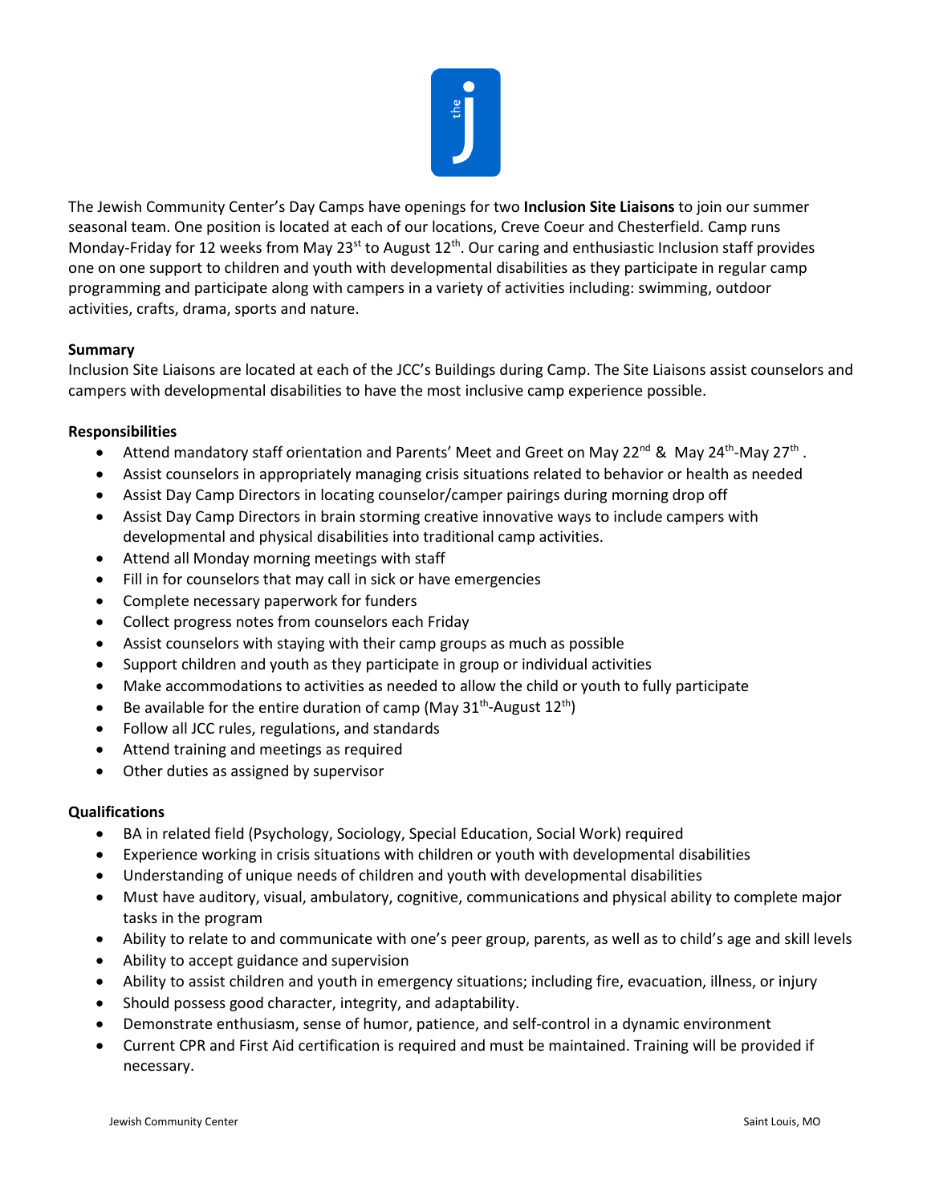The Jewish Community Center's Day Camps have openings for two **Inclusion Site Liaisons** to join our summer seasonal team. One position is located at each of our locations, Creve Coeur and Chesterfield. Camp runs Monday-Friday for 12 weeks from May 23rd to August 12th. Our caring and enthusiastic Inclusion staff provides one on one support to children and youth with developmental disabilities as they participate in regular camp programming and participate along with campers in a variety of activities including: swimming, outdoor activities, crafts, drama, sports and nature.

**Summary**

Inclusion Site Liaisons are located at each of the JCC's Buildings during Camp. The Site Liaisons assist counselors and campers with developmental disabilities to have the most inclusive camp experience possible.

**Responsibilities**

- Attend mandatory staff orientation and Parents' Meet and Greet on May 22nd & May 24th-May 27th .
- Assist counselors in appropriately managing crisis situations related to behavior or health as needed
- Assist Day Camp Directors in locating counselor/camper pairings during morning drop off
- Assist Day Camp Directors in brain storming creative innovative ways to include campers with developmental and physical disabilities into traditional camp activities.
- Attend all Monday morning meetings with staff
- Fill in for counselors that may call in sick or have emergencies
- Complete necessary paperwork for funders
- Collect progress notes from counselors each Friday
- Assist counselors with staying with their camp groups as much as possible
- Support children and youth as they participate in group or individual activities
- Make accommodations to activities as needed to allow the child or youth to fully participate
- Be available for the entire duration of camp (May 31th-August 12th)
- Follow all JCC rules, regulations, and standards
- Attend training and meetings as required
- Other duties as assigned by supervisor

**Qualifications**

- BA in related field (Psychology, Sociology, Special Education, Social Work) required
- Experience working in crisis situations with children or youth with developmental disabilities
- Understanding of unique needs of children and youth with developmental disabilities
- Must have auditory, visual, ambulatory, cognitive, communications and physical ability to complete major tasks in the program
- Ability to relate to and communicate with one's peer group, parents, as well as to child's age and skill levels
- Ability to accept guidance and supervision
- Ability to assist children and youth in emergency situations; including fire, evacuation, illness, or injury
- Should possess good character, integrity, and adaptability.
- Demonstrate enthusiasm, sense of humor, patience, and self-control in a dynamic environment
- Current CPR and First Aid certification is required and must be maintained. Training will be provided if necessary.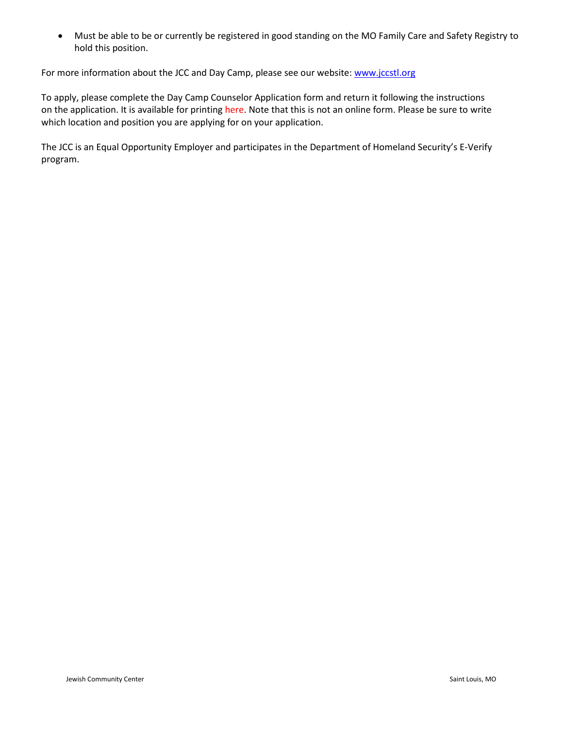- Must be able to be or currently be registered in good standing on the MO Family Care and Safety Registry to hold this position.

For more information about the JCC and Day Camp, please see our website: www.jccstl.org

To apply, please complete the Day Camp Counselor Application form and return it following the instructions on the application. It is available for printing here. Note that this is not an online form. Please be sure to write which location and position you are applying for on your application.

The JCC is an Equal Opportunity Employer and participates in the Department of Homeland Security's E-Verify program.